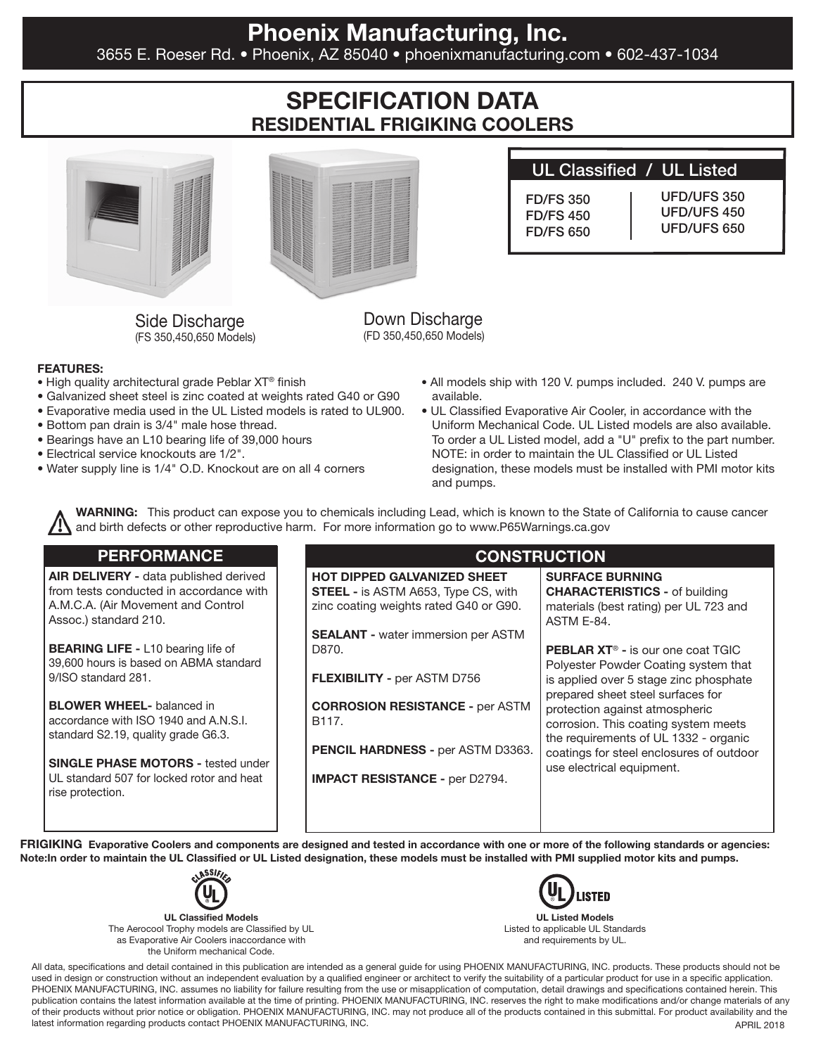# Phoenix Manufacturing, Inc.

3655 E. Roeser Rd. • Phoenix, AZ 85040 • phoenixmanufacturing.com • 602-437-1034

## SPECIFICATION DATA
### RESIDENTIAL FRIGIKING COOLERS

Side Discharge
(FS 350,450,650 Models)

Down Discharge
(FD 350,450,650 Models)

| UL Classified | UL Listed |
|---|---|
| FD/FS 350 | UFD/UFS 350 |
| FD/FS 450 | UFD/UFS 450 |
| FD/FS 650 | UFD/UFS 650 |

**FEATURES:**

- High quality architectural grade Peblar XT® finish
- Galvanized sheet steel is zinc coated at weights rated G40 or G90
- Evaporative media used in the UL Listed models is rated to UL900.
- Bottom pan drain is 3/4" male hose thread.
- Bearings have an L10 bearing life of 39,000 hours
- Electrical service knockouts are 1/2".
- Water supply line is 1/4" O.D. Knockout are on all 4 corners
- All models ship with 120 V. pumps included. 240 V. pumps are available.
- UL Classified Evaporative Air Cooler, in accordance with the Uniform Mechanical Code. UL Listed models are also available. To order a UL Listed model, add a "U" prefix to the part number. NOTE: in order to maintain the UL Classified or UL Listed designation, these models must be installed with PMI motor kits and pumps.

**WARNING:** This product can expose you to chemicals including Lead, which is known to the State of California to cause cancer and birth defects or other reproductive harm. For more information go to www.P65Warnings.ca.gov

## PERFORMANCE

**AIR DELIVERY -** data published derived from tests conducted in accordance with A.M.C.A. (Air Movement and Control Assoc.) standard 210.

**BEARING LIFE -** L10 bearing life of 39,600 hours is based on ABMA standard 9/ISO standard 281.

**BLOWER WHEEL-** balanced in accordance with ISO 1940 and A.N.S.I. standard S2.19, quality grade G6.3.

**SINGLE PHASE MOTORS -** tested under UL standard 507 for locked rotor and heat rise protection.

## CONSTRUCTION

**HOT DIPPED GALVANIZED SHEET STEEL -** is ASTM A653, Type CS, with zinc coating weights rated G40 or G90.

**SEALANT -** water immersion per ASTM D870.

**FLEXIBILITY -** per ASTM D756

**CORROSION RESISTANCE -** per ASTM B117.

**PENCIL HARDNESS -** per ASTM D3363.

**IMPACT RESISTANCE -** per D2794.

**SURFACE BURNING CHARACTERISTICS -** of building materials (best rating) per UL 723 and ASTM E-84.

**PEBLAR XT® -** is our one coat TGIC Polyester Powder Coating system that is applied over 5 stage zinc phosphate prepared sheet steel surfaces for protection against atmospheric corrosion. This coating system meets the requirements of UL 1332 - organic coatings for steel enclosures of outdoor use electrical equipment.

**FRIGIKING Evaporative Coolers and components are designed and tested in accordance with one or more of the following standards or agencies: Note:In order to maintain the UL Classified or UL Listed designation, these models must be installed with PMI supplied motor kits and pumps.**

**UL Classified Models**
The Aerocool Trophy models are Classified by UL as Evaporative Air Coolers inaccordance with the Uniform mechanical Code.

**UL Listed Models**
Listed to applicable UL Standards and requirements by UL.

All data, specifications and detail contained in this publication are intended as a general guide for using PHOENIX MANUFACTURING, INC. products. These products should not be used in design or construction without an independent evaluation by a qualified engineer or architect to verify the suitability of a particular product for use in a specific application. PHOENIX MANUFACTURING, INC. assumes no liability for failure resulting from the use or misapplication of computation, detail drawings and specifications contained herein. This publication contains the latest information available at the time of printing. PHOENIX MANUFACTURING, INC. reserves the right to make modifications and/or change materials of any of their products without prior notice or obligation. PHOENIX MANUFACTURING, INC. may not produce all of the products contained in this submittal. For product availability and the latest information regarding products contact PHOENIX MANUFACTURING, INC.

APRIL 2018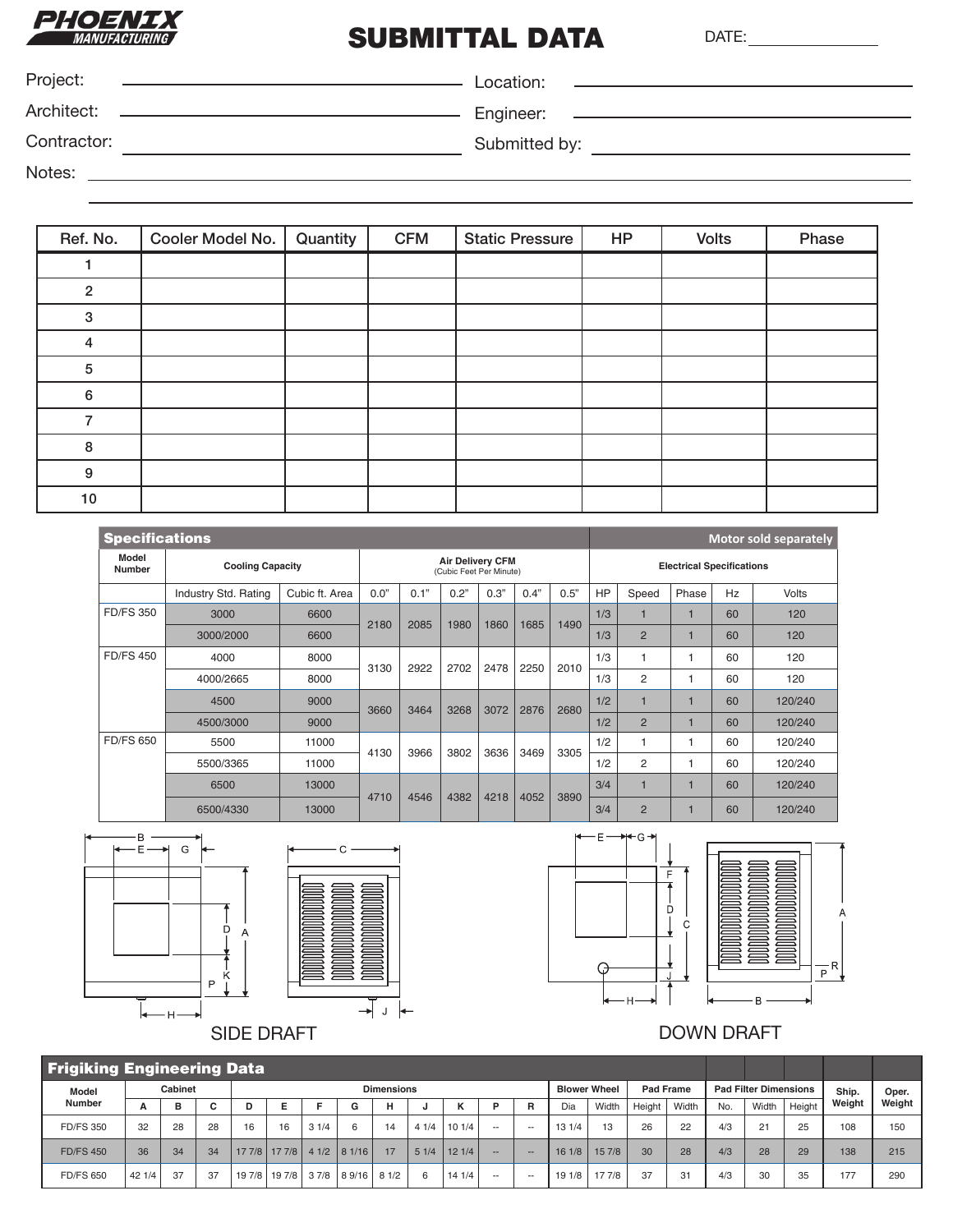# SUBMITTAL DATA

DATE: ______________

Project: ______________ Location: ______________

Architect: ______________ Engineer: ______________

Contractor: ______________ Submitted by: ______________

Notes: ______________

| Ref. No. | Cooler Model No. | Quantity | CFM | Static Pressure | HP | Volts | Phase |
|---|---|---|---|---|---|---|---|
| 1 | | | | | | | |
| 2 | | | | | | | |
| 3 | | | | | | | |
| 4 | | | | | | | |
| 5 | | | | | | | |
| 6 | | | | | | | |
| 7 | | | | | | | |
| 8 | | | | | | | |
| 9 | | | | | | | |
| 10 | | | | | | | |

## Specifications

Motor sold separately

| Model Number | Cooling Capacity | | Air Delivery CFM (Cubic Feet Per Minute) | | | | | | Electrical Specifications | | | | |
|---|---|---|---|---|---|---|---|---|---|---|---|---|---|
| | Industry Std. Rating | Cubic ft. Area | 0.0" | 0.1" | 0.2" | 0.3" | 0.4" | 0.5" | HP | Speed | Phase | Hz | Volts |
| FD/FS 350 | 3000 | 6600 | 2180 | 2085 | 1980 | 1860 | 1685 | 1490 | 1/3 | 1 | 1 | 60 | 120 |
| | 3000/2000 | 6600 | | | | | | | 1/3 | 2 | 1 | 60 | 120 |
| FD/FS 450 | 4000 | 8000 | 3130 | 2922 | 2702 | 2478 | 2250 | 2010 | 1/3 | 1 | 1 | 60 | 120 |
| | 4000/2665 | 8000 | | | | | | | 1/3 | 2 | 1 | 60 | 120 |
| | 4500 | 9000 | 3660 | 3464 | 3268 | 3072 | 2876 | 2680 | 1/2 | 1 | 1 | 60 | 120/240 |
| | 4500/3000 | 9000 | | | | | | | 1/2 | 2 | 1 | 60 | 120/240 |
| FD/FS 650 | 5500 | 11000 | 4130 | 3966 | 3802 | 3636 | 3469 | 3305 | 1/2 | 1 | 1 | 60 | 120/240 |
| | 5500/3365 | 11000 | | | | | | | 1/2 | 2 | 1 | 60 | 120/240 |
| | 6500 | 13000 | 4710 | 4546 | 4382 | 4218 | 4052 | 3890 | 3/4 | 1 | 1 | 60 | 120/240 |
| | 6500/4330 | 13000 | | | | | | | 3/4 | 2 | 1 | 60 | 120/240 |

SIDE DRAFT

DOWN DRAFT

## Frigiking Engineering Data

| Model Number | Cabinet | | | Dimensions | | | | | | | | | Blower Wheel | | Pad Frame | | Pad Filter Dimensions | | | Ship. Weight | Oper. Weight |
|---|---|---|---|---|---|---|---|---|---|---|---|---|---|---|---|---|---|---|---|---|---|
| | A | B | C | D | E | F | G | H | J | K | P | R | Dia | Width | Height | Width | No. | Width | Height | | |
| FD/FS 350 | 32 | 28 | 28 | 16 | 16 | 3 1/4 | 6 | 14 | 4 1/4 | 10 1/4 | -- | -- | 13 1/4 | 13 | 26 | 22 | 4/3 | 21 | 25 | 108 | 150 |
| FD/FS 450 | 36 | 34 | 34 | 17 7/8 | 17 7/8 | 4 1/2 | 8 1/16 | 17 | 5 1/4 | 12 1/4 | -- | -- | 16 1/8 | 15 7/8 | 30 | 28 | 4/3 | 28 | 29 | 138 | 215 |
| FD/FS 650 | 42 1/4 | 37 | 37 | 19 7/8 | 19 7/8 | 3 7/8 | 8 9/16 | 8 1/2 | 6 | 14 1/4 | -- | -- | 19 1/8 | 17 7/8 | 37 | 31 | 4/3 | 30 | 35 | 177 | 290 |